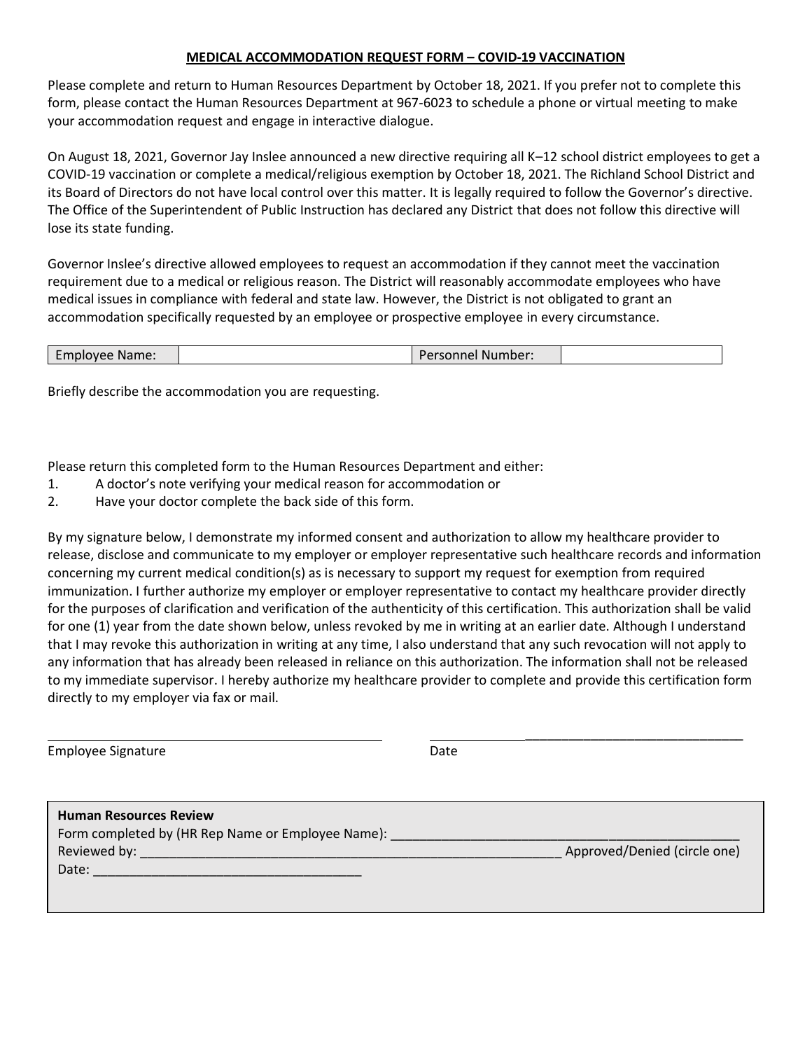## MEDICAL ACCOMMODATION REQUEST FORM – COVID-19 VACCINATION

Please complete and return to Human Resources Department by October 18, 2021. If you prefer not to complete this form, please contact the Human Resources Department at 967-6023 to schedule a phone or virtual meeting to make your accommodation request and engage in interactive dialogue.

On August 18, 2021, Governor Jay Inslee announced a new directive requiring all K–12 school district employees to get a COVID-19 vaccination or complete a medical/religious exemption by October 18, 2021. The Richland School District and its Board of Directors do not have local control over this matter. It is legally required to follow the Governor's directive. The Office of the Superintendent of Public Instruction has declared any District that does not follow this directive will lose its state funding.

Governor Inslee's directive allowed employees to request an accommodation if they cannot meet the vaccination requirement due to a medical or religious reason. The District will reasonably accommodate employees who have medical issues in compliance with federal and state law. However, the District is not obligated to grant an accommodation specifically requested by an employee or prospective employee in every circumstance.

| Employee Name: | | Personnel Number: | |
|---|---|---|---|

Briefly describe the accommodation you are requesting.

Please return this completed form to the Human Resources Department and either:

1. A doctor's note verifying your medical reason for accommodation or
2. Have your doctor complete the back side of this form.

By my signature below, I demonstrate my informed consent and authorization to allow my healthcare provider to release, disclose and communicate to my employer or employer representative such healthcare records and information concerning my current medical condition(s) as is necessary to support my request for exemption from required immunization. I further authorize my employer or employer representative to contact my healthcare provider directly for the purposes of clarification and verification of the authenticity of this certification. This authorization shall be valid for one (1) year from the date shown below, unless revoked by me in writing at an earlier date. Although I understand that I may revoke this authorization in writing at any time, I also understand that any such revocation will not apply to any information that has already been released in reliance on this authorization. The information shall not be released to my immediate supervisor. I hereby authorize my healthcare provider to complete and provide this certification form directly to my employer via fax or mail.

\_\_\_\_\_\_\_\_\_\_\_\_\_\_\_\_\_\_\_\_\_\_\_\_\_\_\_\_\_\_\_\_\_\_\_\_\_\_\_\_ \_\_\_\_\_\_\_\_\_\_\_\_\_\_\_\_\_\_\_\_\_\_\_\_\_\_\_\_\_\_\_\_\_\_\_\_\_\_\_\_

Employee Signature Date

**Human Resources Review**

Form completed by (HR Rep Name or Employee Name): \_\_\_\_\_\_\_\_\_\_\_\_\_\_\_\_\_\_\_\_\_\_\_\_\_\_\_\_\_\_\_\_\_\_\_\_\_\_\_\_

Reviewed by: \_\_\_\_\_\_\_\_\_\_\_\_\_\_\_\_\_\_\_\_\_\_\_\_\_\_\_\_\_\_\_\_\_\_\_\_\_\_\_\_\_\_\_\_\_\_\_\_ Approved/Denied (circle one)

Date: \_\_\_\_\_\_\_\_\_\_\_\_\_\_\_\_\_\_\_\_\_\_\_\_\_\_\_\_\_\_\_\_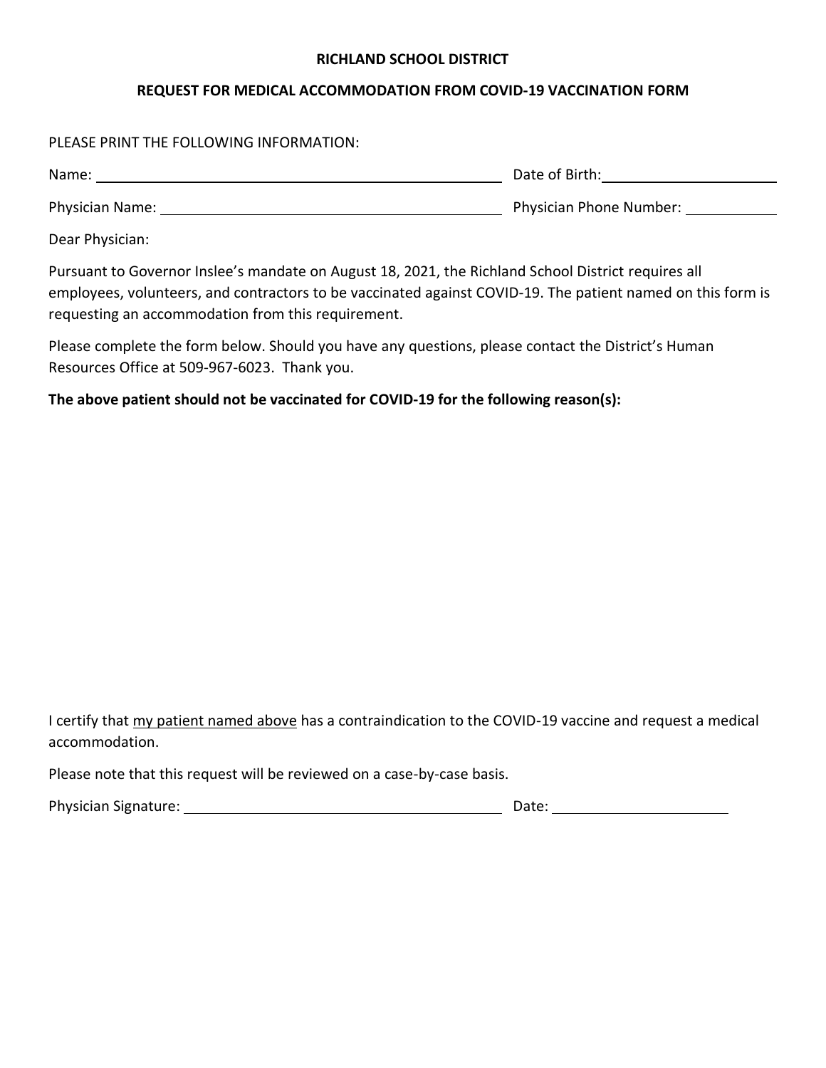**RICHLAND SCHOOL DISTRICT**

**REQUEST FOR MEDICAL ACCOMMODATION FROM COVID-19 VACCINATION FORM**

PLEASE PRINT THE FOLLOWING INFORMATION:

Name: \_\_\_\_\_\_\_\_\_\_\_\_\_\_\_\_\_\_\_\_\_\_\_\_\_\_\_\_\_\_\_\_\_\_\_\_\_\_\_\_ Date of Birth: \_\_\_\_\_\_\_\_\_\_\_\_\_\_\_\_\_\_

Physician Name: \_\_\_\_\_\_\_\_\_\_\_\_\_\_\_\_\_\_\_\_\_\_\_\_\_\_\_\_\_\_\_\_\_\_\_\_ Physician Phone Number: \_\_\_\_\_\_\_\_\_\_

Dear Physician:

Pursuant to Governor Inslee's mandate on August 18, 2021, the Richland School District requires all employees, volunteers, and contractors to be vaccinated against COVID-19. The patient named on this form is requesting an accommodation from this requirement.

Please complete the form below. Should you have any questions, please contact the District's Human Resources Office at 509-967-6023. Thank you.

**The above patient should not be vaccinated for COVID-19 for the following reason(s):**

I certify that <u>my patient named above</u> has a contraindication to the COVID-19 vaccine and request a medical accommodation.

Please note that this request will be reviewed on a case-by-case basis.

Physician Signature: \_\_\_\_\_\_\_\_\_\_\_\_\_\_\_\_\_\_\_\_\_\_\_\_\_\_\_\_\_\_\_\_\_\_ Date: \_\_\_\_\_\_\_\_\_\_\_\_\_\_\_\_\_\_